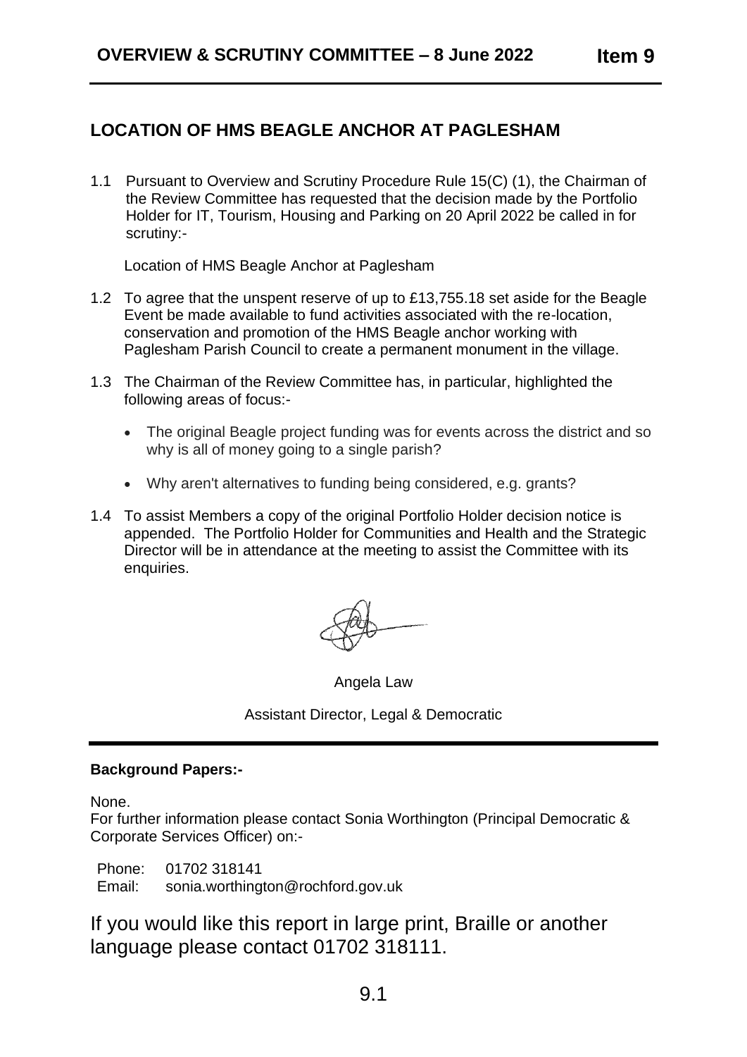# OVERVIEW & SCRUTINY COMMITTEE – 8 June 2022 **Item 9**

## LOCATION OF HMS BEAGLE ANCHOR AT PAGLESHAM

1.1 Pursuant to Overview and Scrutiny Procedure Rule 15(C) (1), the Chairman of the Review Committee has requested that the decision made by the Portfolio Holder for IT, Tourism, Housing and Parking on 20 April 2022 be called in for scrutiny:-

Location of HMS Beagle Anchor at Paglesham

1.2 To agree that the unspent reserve of up to £13,755.18 set aside for the Beagle Event be made available to fund activities associated with the re-location, conservation and promotion of the HMS Beagle anchor working with Paglesham Parish Council to create a permanent monument in the village.

1.3 The Chairman of the Review Committee has, in particular, highlighted the following areas of focus:-

- The original Beagle project funding was for events across the district and so why is all of money going to a single parish?
- Why aren't alternatives to funding being considered, e.g. grants?

1.4 To assist Members a copy of the original Portfolio Holder decision notice is appended. The Portfolio Holder for Communities and Health and the Strategic Director will be in attendance at the meeting to assist the Committee with its enquiries.

Angela Law

Assistant Director, Legal & Democratic

---

**Background Papers:-**

None.

For further information please contact Sonia Worthington (Principal Democratic & Corporate Services Officer) on:-

Phone: 01702 318141
Email: sonia.worthington@rochford.gov.uk

If you would like this report in large print, Braille or another language please contact 01702 318111.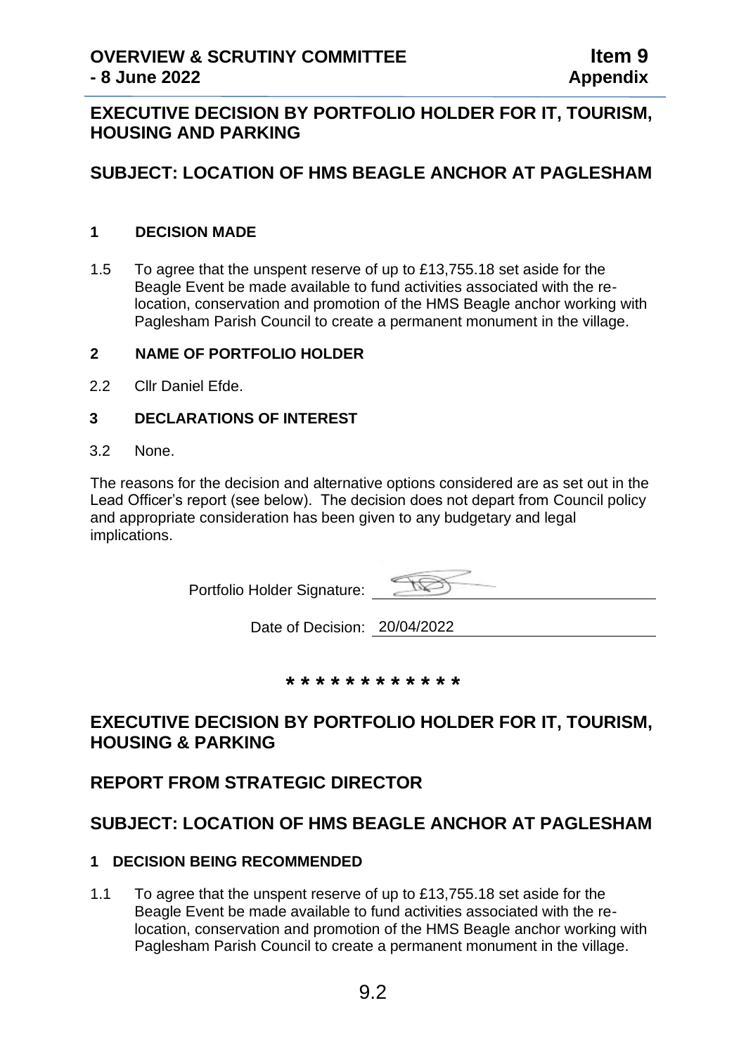## EXECUTIVE DECISION BY PORTFOLIO HOLDER FOR IT, TOURISM, HOUSING AND PARKING

## SUBJECT: LOCATION OF HMS BEAGLE ANCHOR AT PAGLESHAM

### 1 DECISION MADE

1.5 To agree that the unspent reserve of up to £13,755.18 set aside for the Beagle Event be made available to fund activities associated with the re-location, conservation and promotion of the HMS Beagle anchor working with Paglesham Parish Council to create a permanent monument in the village.

### 2 NAME OF PORTFOLIO HOLDER

2.2 Cllr Daniel Efde.

### 3 DECLARATIONS OF INTEREST

3.2 None.

The reasons for the decision and alternative options considered are as set out in the Lead Officer's report (see below). The decision does not depart from Council policy and appropriate consideration has been given to any budgetary and legal implications.

Portfolio Holder Signature: ____________________

Date of Decision: 20/04/2022

\* \* \* \* \* \* \* \* \* \* \* \*

## EXECUTIVE DECISION BY PORTFOLIO HOLDER FOR IT, TOURISM, HOUSING & PARKING

## REPORT FROM STRATEGIC DIRECTOR

## SUBJECT: LOCATION OF HMS BEAGLE ANCHOR AT PAGLESHAM

### 1 DECISION BEING RECOMMENDED

1.1 To agree that the unspent reserve of up to £13,755.18 set aside for the Beagle Event be made available to fund activities associated with the re-location, conservation and promotion of the HMS Beagle anchor working with Paglesham Parish Council to create a permanent monument in the village.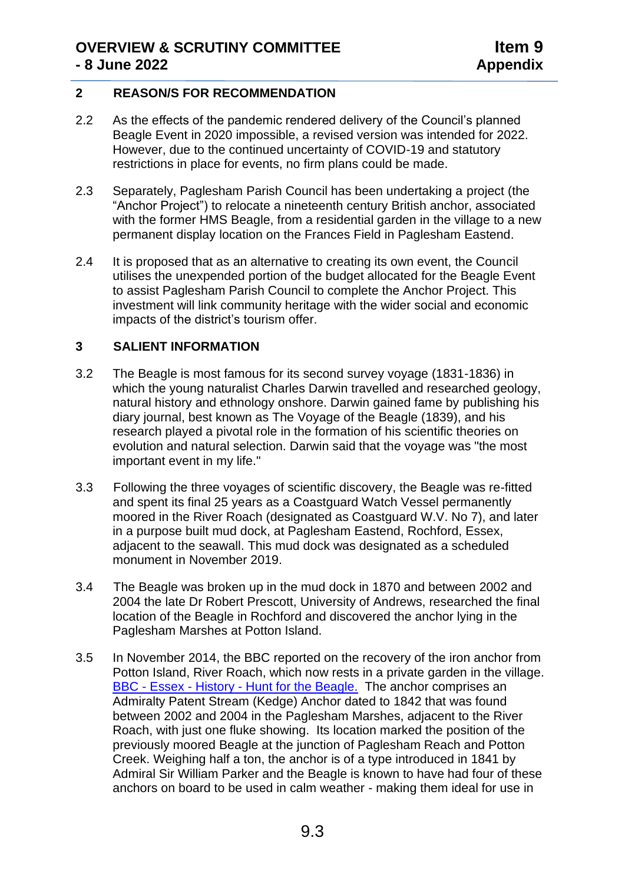## 2 REASON/S FOR RECOMMENDATION

2.2 As the effects of the pandemic rendered delivery of the Council's planned Beagle Event in 2020 impossible, a revised version was intended for 2022. However, due to the continued uncertainty of COVID-19 and statutory restrictions in place for events, no firm plans could be made.

2.3 Separately, Paglesham Parish Council has been undertaking a project (the "Anchor Project") to relocate a nineteenth century British anchor, associated with the former HMS Beagle, from a residential garden in the village to a new permanent display location on the Frances Field in Paglesham Eastend.

2.4 It is proposed that as an alternative to creating its own event, the Council utilises the unexpended portion of the budget allocated for the Beagle Event to assist Paglesham Parish Council to complete the Anchor Project. This investment will link community heritage with the wider social and economic impacts of the district's tourism offer.

## 3 SALIENT INFORMATION

3.2 The Beagle is most famous for its second survey voyage (1831-1836) in which the young naturalist Charles Darwin travelled and researched geology, natural history and ethnology onshore. Darwin gained fame by publishing his diary journal, best known as The Voyage of the Beagle (1839), and his research played a pivotal role in the formation of his scientific theories on evolution and natural selection. Darwin said that the voyage was "the most important event in my life."

3.3 Following the three voyages of scientific discovery, the Beagle was re-fitted and spent its final 25 years as a Coastguard Watch Vessel permanently moored in the River Roach (designated as Coastguard W.V. No 7), and later in a purpose built mud dock, at Paglesham Eastend, Rochford, Essex, adjacent to the seawall. This mud dock was designated as a scheduled monument in November 2019.

3.4 The Beagle was broken up in the mud dock in 1870 and between 2002 and 2004 the late Dr Robert Prescott, University of Andrews, researched the final location of the Beagle in Rochford and discovered the anchor lying in the Paglesham Marshes at Potton Island.

3.5 In November 2014, the BBC reported on the recovery of the iron anchor from Potton Island, River Roach, which now rests in a private garden in the village. [BBC - Essex - History - Hunt for the Beagle.] The anchor comprises an Admiralty Patent Stream (Kedge) Anchor dated to 1842 that was found between 2002 and 2004 in the Paglesham Marshes, adjacent to the River Roach, with just one fluke showing. Its location marked the position of the previously moored Beagle at the junction of Paglesham Reach and Potton Creek. Weighing half a ton, the anchor is of a type introduced in 1841 by Admiral Sir William Parker and the Beagle is known to have had four of these anchors on board to be used in calm weather - making them ideal for use in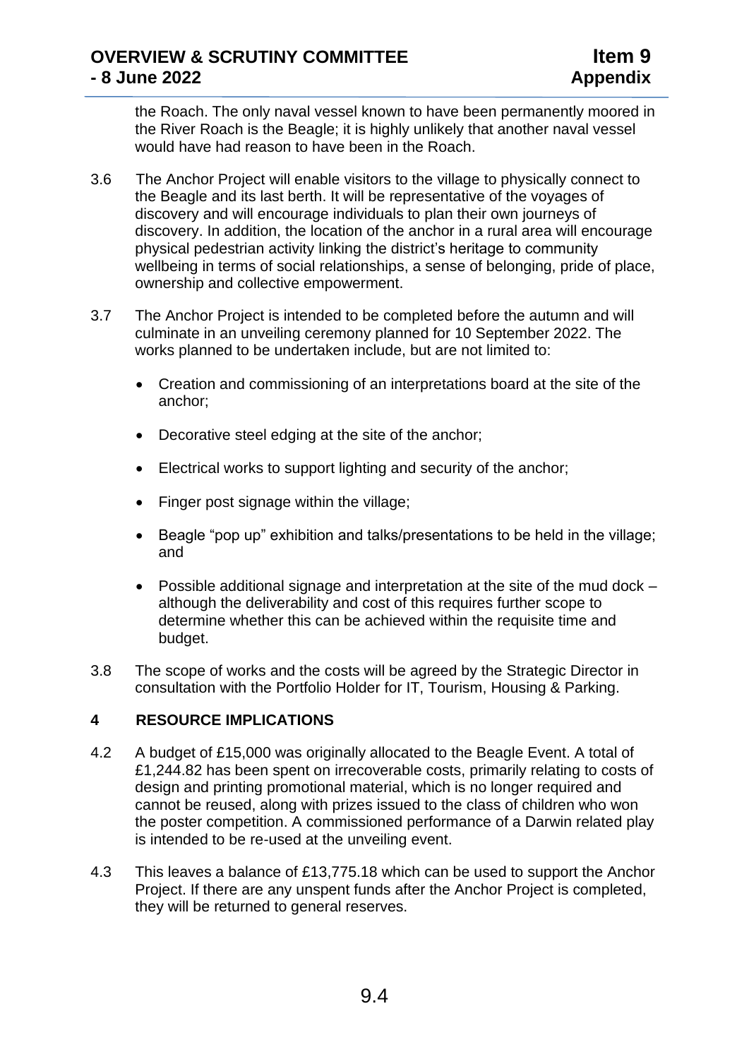the Roach. The only naval vessel known to have been permanently moored in the River Roach is the Beagle; it is highly unlikely that another naval vessel would have had reason to have been in the Roach.

3.6 The Anchor Project will enable visitors to the village to physically connect to the Beagle and its last berth. It will be representative of the voyages of discovery and will encourage individuals to plan their own journeys of discovery. In addition, the location of the anchor in a rural area will encourage physical pedestrian activity linking the district's heritage to community wellbeing in terms of social relationships, a sense of belonging, pride of place, ownership and collective empowerment.

3.7 The Anchor Project is intended to be completed before the autumn and will culminate in an unveiling ceremony planned for 10 September 2022. The works planned to be undertaken include, but are not limited to:

- Creation and commissioning of an interpretations board at the site of the anchor;
- Decorative steel edging at the site of the anchor;
- Electrical works to support lighting and security of the anchor;
- Finger post signage within the village;
- Beagle "pop up" exhibition and talks/presentations to be held in the village; and
- Possible additional signage and interpretation at the site of the mud dock – although the deliverability and cost of this requires further scope to determine whether this can be achieved within the requisite time and budget.

3.8 The scope of works and the costs will be agreed by the Strategic Director in consultation with the Portfolio Holder for IT, Tourism, Housing & Parking.

## 4 RESOURCE IMPLICATIONS

4.2 A budget of £15,000 was originally allocated to the Beagle Event. A total of £1,244.82 has been spent on irrecoverable costs, primarily relating to costs of design and printing promotional material, which is no longer required and cannot be reused, along with prizes issued to the class of children who won the poster competition. A commissioned performance of a Darwin related play is intended to be re-used at the unveiling event.

4.3 This leaves a balance of £13,775.18 which can be used to support the Anchor Project. If there are any unspent funds after the Anchor Project is completed, they will be returned to general reserves.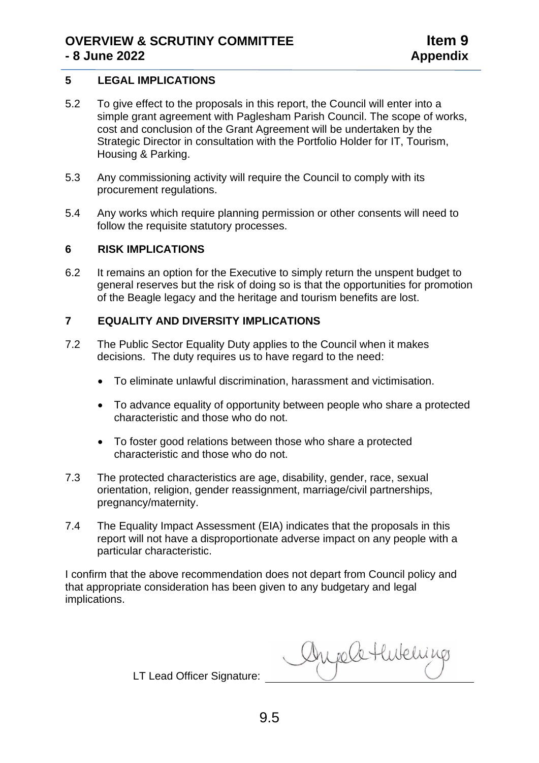## 5 LEGAL IMPLICATIONS

5.2 To give effect to the proposals in this report, the Council will enter into a simple grant agreement with Paglesham Parish Council. The scope of works, cost and conclusion of the Grant Agreement will be undertaken by the Strategic Director in consultation with the Portfolio Holder for IT, Tourism, Housing & Parking.

5.3 Any commissioning activity will require the Council to comply with its procurement regulations.

5.4 Any works which require planning permission or other consents will need to follow the requisite statutory processes.

## 6 RISK IMPLICATIONS

6.2 It remains an option for the Executive to simply return the unspent budget to general reserves but the risk of doing so is that the opportunities for promotion of the Beagle legacy and the heritage and tourism benefits are lost.

## 7 EQUALITY AND DIVERSITY IMPLICATIONS

7.2 The Public Sector Equality Duty applies to the Council when it makes decisions. The duty requires us to have regard to the need:

- To eliminate unlawful discrimination, harassment and victimisation.
- To advance equality of opportunity between people who share a protected characteristic and those who do not.
- To foster good relations between those who share a protected characteristic and those who do not.

7.3 The protected characteristics are age, disability, gender, race, sexual orientation, religion, gender reassignment, marriage/civil partnerships, pregnancy/maternity.

7.4 The Equality Impact Assessment (EIA) indicates that the proposals in this report will not have a disproportionate adverse impact on any people with a particular characteristic.

I confirm that the above recommendation does not depart from Council policy and that appropriate consideration has been given to any budgetary and legal implications.

LT Lead Officer Signature: Angela Hutchings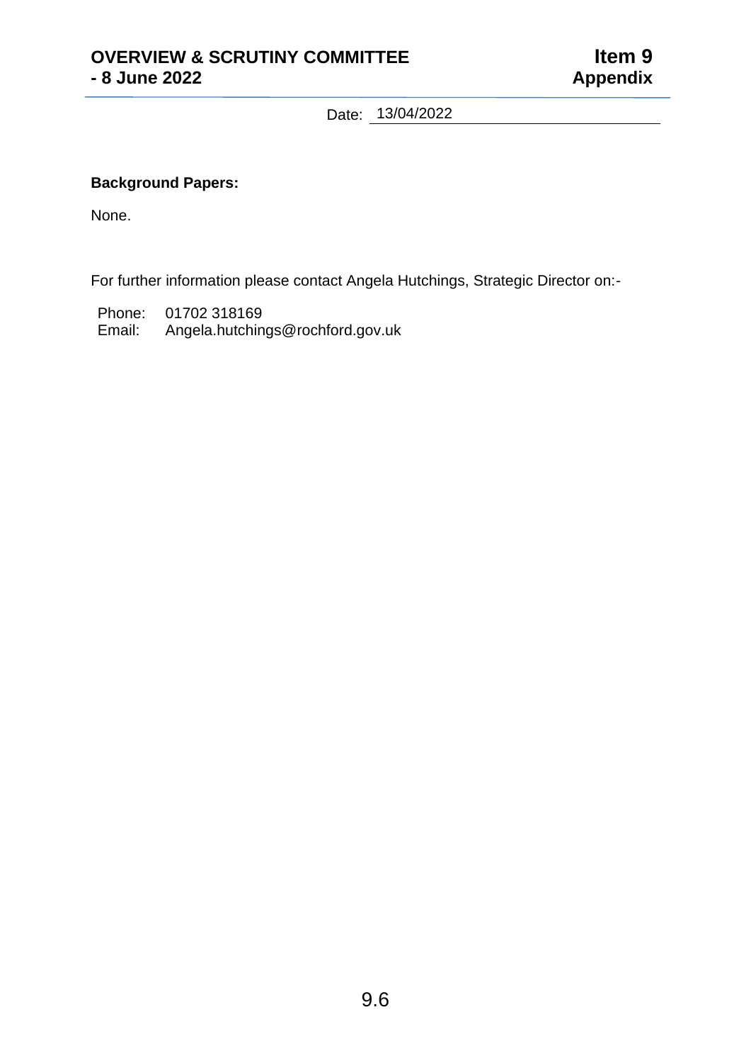Date: 13/04/2022

**Background Papers:**

None.

For further information please contact Angela Hutchings, Strategic Director on:-

Phone: 01702 318169
Email: Angela.hutchings@rochford.gov.uk